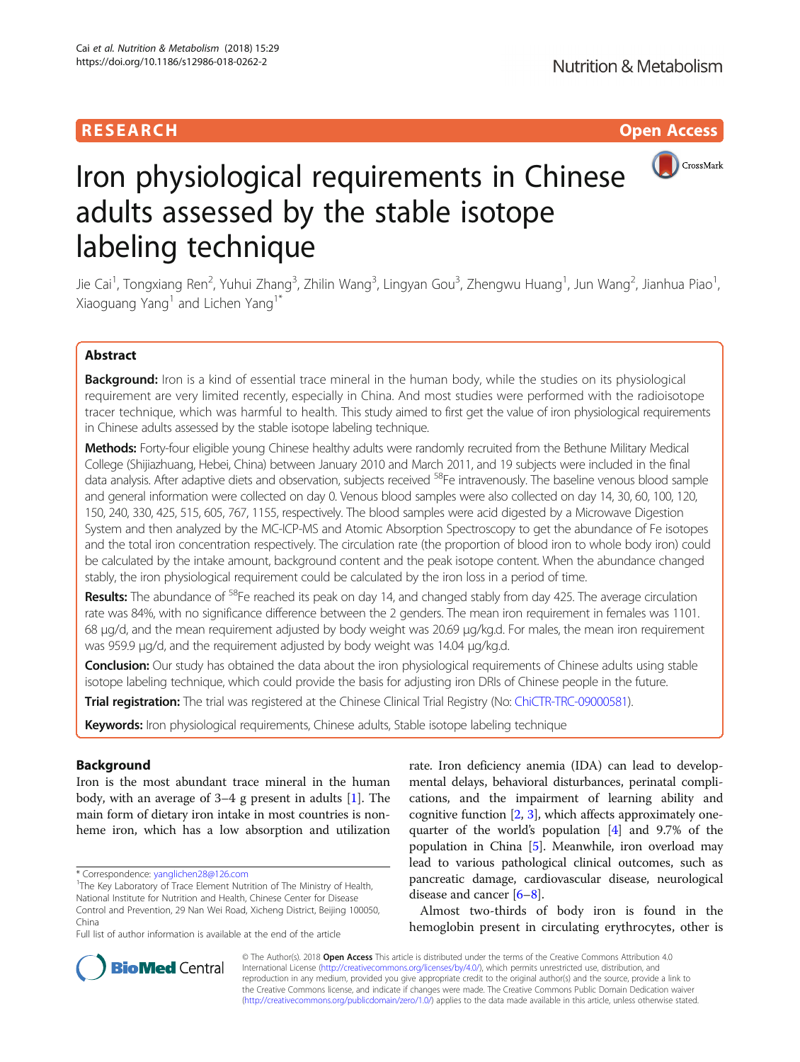RESEARCH

Open Access

# Iron physiological requirements in Chinese adults assessed by the stable isotope labeling technique

Jie Cai[1], Tongxiang Ren[2], Yuhui Zhang[3], Zhilin Wang[3], Lingyan Gou[3], Zhengwu Huang[1], Jun Wang[2], Jianhua Piao[1], Xiaoguang Yang[1] and Lichen Yang[1*]

## Abstract

**Background:** Iron is a kind of essential trace mineral in the human body, while the studies on its physiological requirement are very limited recently, especially in China. And most studies were performed with the radioisotope tracer technique, which was harmful to health. This study aimed to first get the value of iron physiological requirements in Chinese adults assessed by the stable isotope labeling technique.

**Methods:** Forty-four eligible young Chinese healthy adults were randomly recruited from the Bethune Military Medical College (Shijiazhuang, Hebei, China) between January 2010 and March 2011, and 19 subjects were included in the final data analysis. After adaptive diets and observation, subjects received $^{58}$Fe intravenously. The baseline venous blood sample and general information were collected on day 0. Venous blood samples were also collected on day 14, 30, 60, 100, 120, 150, 240, 330, 425, 515, 605, 767, 1155, respectively. The blood samples were acid digested by a Microwave Digestion System and then analyzed by the MC-ICP-MS and Atomic Absorption Spectroscopy to get the abundance of Fe isotopes and the total iron concentration respectively. The circulation rate (the proportion of blood iron to whole body iron) could be calculated by the intake amount, background content and the peak isotope content. When the abundance changed stably, the iron physiological requirement could be calculated by the iron loss in a period of time.

**Results:** The abundance of $^{58}$Fe reached its peak on day 14, and changed stably from day 425. The average circulation rate was 84%, with no significance difference between the 2 genders. The mean iron requirement in females was 1101.68 μg/d, and the mean requirement adjusted by body weight was 20.69 μg/kg.d. For males, the mean iron requirement was 959.9 μg/d, and the requirement adjusted by body weight was 14.04 μg/kg.d.

**Conclusion:** Our study has obtained the data about the iron physiological requirements of Chinese adults using stable isotope labeling technique, which could provide the basis for adjusting iron DRIs of Chinese people in the future.

**Trial registration:** The trial was registered at the Chinese Clinical Trial Registry (No: ChiCTR-TRC-09000581).

**Keywords:** Iron physiological requirements, Chinese adults, Stable isotope labeling technique

## Background

Iron is the most abundant trace mineral in the human body, with an average of 3–4 g present in adults [1]. The main form of dietary iron intake in most countries is non-heme iron, which has a low absorption and utilization rate. Iron deficiency anemia (IDA) can lead to developmental delays, behavioral disturbances, perinatal complications, and the impairment of learning ability and cognitive function [2, 3], which affects approximately one-quarter of the world's population [4] and 9.7% of the population in China [5]. Meanwhile, iron overload may lead to various pathological clinical outcomes, such as pancreatic damage, cardiovascular disease, neurological disease and cancer [6–8].

Almost two-thirds of body iron is found in the hemoglobin present in circulating erythrocytes, other is

* Correspondence: yanglichen28@126.com
[1]The Key Laboratory of Trace Element Nutrition of The Ministry of Health, National Institute for Nutrition and Health, Chinese Center for Disease Control and Prevention, 29 Nan Wei Road, Xicheng District, Beijing 100050, China
Full list of author information is available at the end of the article

© The Author(s). 2018 **Open Access** This article is distributed under the terms of the Creative Commons Attribution 4.0 International License (http://creativecommons.org/licenses/by/4.0/), which permits unrestricted use, distribution, and reproduction in any medium, provided you give appropriate credit to the original author(s) and the source, provide a link to the Creative Commons license, and indicate if changes were made. The Creative Commons Public Domain Dedication waiver (http://creativecommons.org/publicdomain/zero/1.0/) applies to the data made available in this article, unless otherwise stated.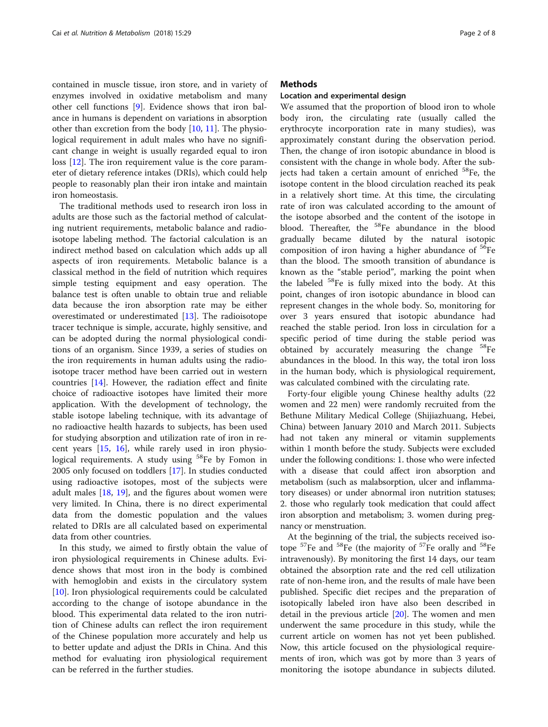contained in muscle tissue, iron store, and in variety of enzymes involved in oxidative metabolism and many other cell functions [9]. Evidence shows that iron balance in humans is dependent on variations in absorption other than excretion from the body [10, 11]. The physiological requirement in adult males who have no significant change in weight is usually regarded equal to iron loss [12]. The iron requirement value is the core parameter of dietary reference intakes (DRIs), which could help people to reasonably plan their iron intake and maintain iron homeostasis.

The traditional methods used to research iron loss in adults are those such as the factorial method of calculating nutrient requirements, metabolic balance and radioisotope labeling method. The factorial calculation is an indirect method based on calculation which adds up all aspects of iron requirements. Metabolic balance is a classical method in the field of nutrition which requires simple testing equipment and easy operation. The balance test is often unable to obtain true and reliable data because the iron absorption rate may be either overestimated or underestimated [13]. The radioisotope tracer technique is simple, accurate, highly sensitive, and can be adopted during the normal physiological conditions of an organism. Since 1939, a series of studies on the iron requirements in human adults using the radioisotope tracer method have been carried out in western countries [14]. However, the radiation effect and finite choice of radioactive isotopes have limited their more application. With the development of technology, the stable isotope labeling technique, with its advantage of no radioactive health hazards to subjects, has been used for studying absorption and utilization rate of iron in recent years [15, 16], while rarely used in iron physiological requirements. A study using $^{58}$Fe by Fomon in 2005 only focused on toddlers [17]. In studies conducted using radioactive isotopes, most of the subjects were adult males [18, 19], and the figures about women were very limited. In China, there is no direct experimental data from the domestic population and the values related to DRIs are all calculated based on experimental data from other countries.

In this study, we aimed to firstly obtain the value of iron physiological requirements in Chinese adults. Evidence shows that most iron in the body is combined with hemoglobin and exists in the circulatory system [10]. Iron physiological requirements could be calculated according to the change of isotope abundance in the blood. This experimental data related to the iron nutrition of Chinese adults can reflect the iron requirement of the Chinese population more accurately and help us to better update and adjust the DRIs in China. And this method for evaluating iron physiological requirement can be referred in the further studies.

## Methods

### Location and experimental design

We assumed that the proportion of blood iron to whole body iron, the circulating rate (usually called the erythrocyte incorporation rate in many studies), was approximately constant during the observation period. Then, the change of iron isotopic abundance in blood is consistent with the change in whole body. After the subjects had taken a certain amount of enriched $^{58}$Fe, the isotope content in the blood circulation reached its peak in a relatively short time. At this time, the circulating rate of iron was calculated according to the amount of the isotope absorbed and the content of the isotope in blood. Thereafter, the $^{58}$Fe abundance in the blood gradually became diluted by the natural isotopic composition of iron having a higher abundance of $^{56}$Fe than the blood. The smooth transition of abundance is known as the "stable period", marking the point when the labeled $^{58}$Fe is fully mixed into the body. At this point, changes of iron isotopic abundance in blood can represent changes in the whole body. So, monitoring for over 3 years ensured that isotopic abundance had reached the stable period. Iron loss in circulation for a specific period of time during the stable period was obtained by accurately measuring the change $^{58}$Fe abundances in the blood. In this way, the total iron loss in the human body, which is physiological requirement, was calculated combined with the circulating rate.

Forty-four eligible young Chinese healthy adults (22 women and 22 men) were randomly recruited from the Bethune Military Medical College (Shijiazhuang, Hebei, China) between January 2010 and March 2011. Subjects had not taken any mineral or vitamin supplements within 1 month before the study. Subjects were excluded under the following conditions: 1. those who were infected with a disease that could affect iron absorption and metabolism (such as malabsorption, ulcer and inflammatory diseases) or under abnormal iron nutrition statuses; 2. those who regularly took medication that could affect iron absorption and metabolism; 3. women during pregnancy or menstruation.

At the beginning of the trial, the subjects received isotope $^{57}$Fe and $^{58}$Fe (the majority of $^{57}$Fe orally and $^{58}$Fe intravenously). By monitoring the first 14 days, our team obtained the absorption rate and the red cell utilization rate of non-heme iron, and the results of male have been published. Specific diet recipes and the preparation of isotopically labeled iron have also been described in detail in the previous article [20]. The women and men underwent the same procedure in this study, while the current article on women has not yet been published. Now, this article focused on the physiological requirements of iron, which was got by more than 3 years of monitoring the isotope abundance in subjects diluted.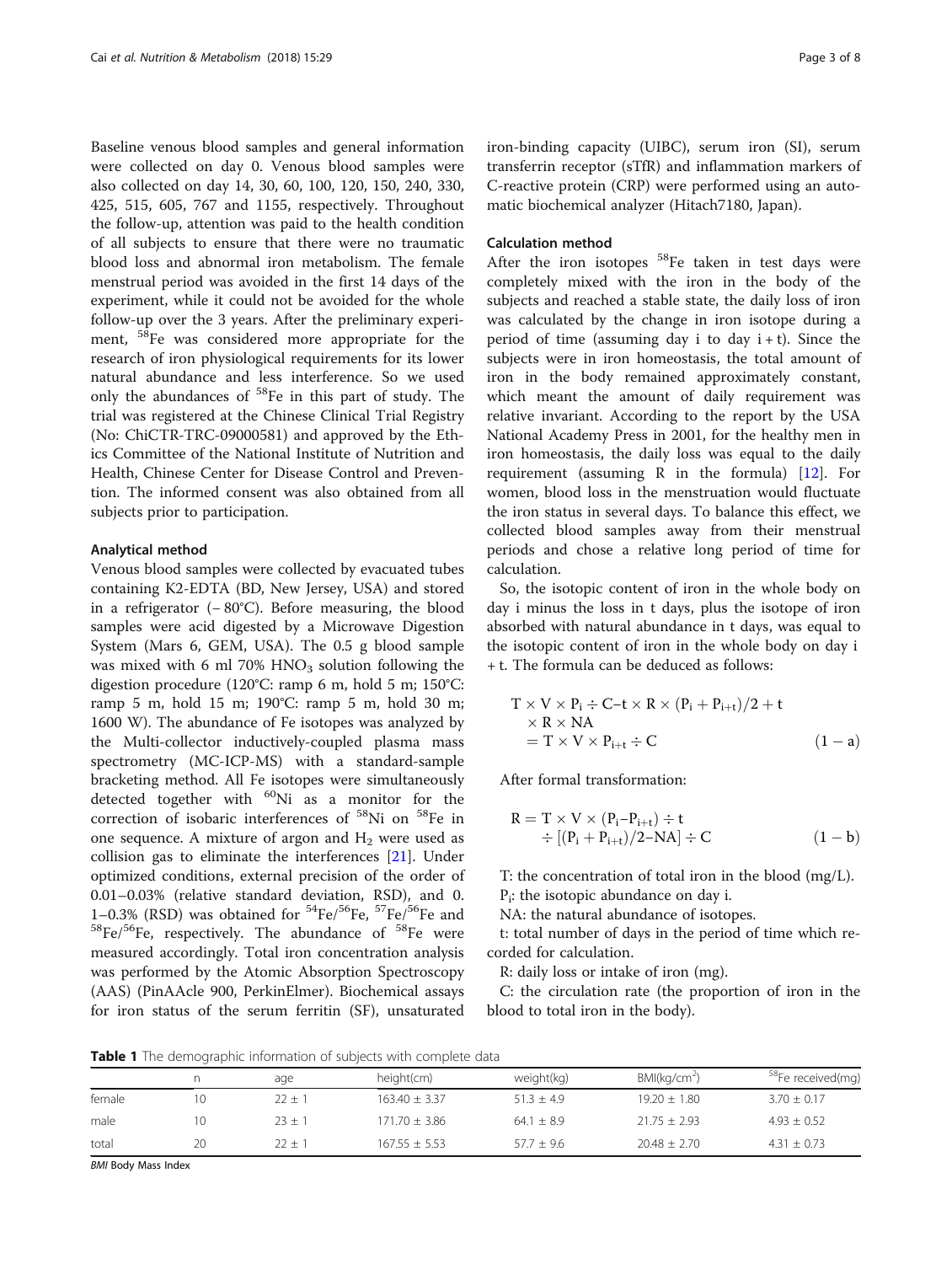Baseline venous blood samples and general information were collected on day 0. Venous blood samples were also collected on day 14, 30, 60, 100, 120, 150, 240, 330, 425, 515, 605, 767 and 1155, respectively. Throughout the follow-up, attention was paid to the health condition of all subjects to ensure that there were no traumatic blood loss and abnormal iron metabolism. The female menstrual period was avoided in the first 14 days of the experiment, while it could not be avoided for the whole follow-up over the 3 years. After the preliminary experiment, $^{58}Fe$ was considered more appropriate for the research of iron physiological requirements for its lower natural abundance and less interference. So we used only the abundances of $^{58}Fe$ in this part of study. The trial was registered at the Chinese Clinical Trial Registry (No: ChiCTR-TRC-09000581) and approved by the Ethics Committee of the National Institute of Nutrition and Health, Chinese Center for Disease Control and Prevention. The informed consent was also obtained from all subjects prior to participation.

## Analytical method

Venous blood samples were collected by evacuated tubes containing K2-EDTA (BD, New Jersey, USA) and stored in a refrigerator (− 80°C). Before measuring, the blood samples were acid digested by a Microwave Digestion System (Mars 6, GEM, USA). The 0.5 g blood sample was mixed with 6 ml 70% $HNO_3$ solution following the digestion procedure (120°C: ramp 6 m, hold 5 m; 150°C: ramp 5 m, hold 15 m; 190°C: ramp 5 m, hold 30 m; 1600 W). The abundance of Fe isotopes was analyzed by the Multi-collector inductively-coupled plasma mass spectrometry (MC-ICP-MS) with a standard-sample bracketing method. All Fe isotopes were simultaneously detected together with $^{60}Ni$ as a monitor for the correction of isobaric interferences of $^{58}Ni$ on $^{58}Fe$ in one sequence. A mixture of argon and $H_2$ were used as collision gas to eliminate the interferences [21]. Under optimized conditions, external precision of the order of 0.01–0.03% (relative standard deviation, RSD), and 0.1–0.3% (RSD) was obtained for $^{54}Fe/^{56}Fe$, $^{57}Fe/^{56}Fe$ and $^{58}Fe/^{56}Fe$, respectively. The abundance of $^{58}Fe$ were measured accordingly. Total iron concentration analysis was performed by the Atomic Absorption Spectroscopy (AAS) (PinAAcle 900, PerkinElmer). Biochemical assays for iron status of the serum ferritin (SF), unsaturated iron-binding capacity (UIBC), serum iron (SI), serum transferrin receptor (sTfR) and inflammation markers of C-reactive protein (CRP) were performed using an automatic biochemical analyzer (Hitach7180, Japan).

## Calculation method

After the iron isotopes $^{58}Fe$ taken in test days were completely mixed with the iron in the body of the subjects and reached a stable state, the daily loss of iron was calculated by the change in iron isotope during a period of time (assuming day i to day i + t). Since the subjects were in iron homeostasis, the total amount of iron in the body remained approximately constant, which meant the amount of daily requirement was relative invariant. According to the report by the USA National Academy Press in 2001, for the healthy men in iron homeostasis, the daily loss was equal to the daily requirement (assuming R in the formula) [12]. For women, blood loss in the menstruation would fluctuate the iron status in several days. To balance this effect, we collected blood samples away from their menstrual periods and chose a relative long period of time for calculation.

So, the isotopic content of iron in the whole body on day i minus the loss in t days, plus the isotope of iron absorbed with natural abundance in t days, was equal to the isotopic content of iron in the whole body on day i + t. The formula can be deduced as follows:

$$T \times V \times P_i \div C - t \times R \times (P_i + P_{i+t})/2 + t \times R \times NA = T \times V \times P_{i+t} \div C \quad (1-a)$$

After formal transformation:

$$R = T \times V \times (P_i - P_{i+t}) \div t \div [(P_i + P_{i+t})/2 - NA] \div C \quad (1-b)$$

T: the concentration of total iron in the blood (mg/L).

$P_i$: the isotopic abundance on day i.

NA: the natural abundance of isotopes.

t: total number of days in the period of time which recorded for calculation.

R: daily loss or intake of iron (mg).

C: the circulation rate (the proportion of iron in the blood to total iron in the body).

**Table 1** The demographic information of subjects with complete data

| | n | age | height(cm) | weight(kg) | BMI(kg/cm$^2$) | $^{58}Fe$ received(mg) |
|---|---|---|---|---|---|---|
| female | 10 | 22 ± 1 | 163.40 ± 3.37 | 51.3 ± 4.9 | 19.20 ± 1.80 | 3.70 ± 0.17 |
| male | 10 | 23 ± 1 | 171.70 ± 3.86 | 64.1 ± 8.9 | 21.75 ± 2.93 | 4.93 ± 0.52 |
| total | 20 | 22 ± 1 | 167.55 ± 5.53 | 57.7 ± 9.6 | 20.48 ± 2.70 | 4.31 ± 0.73 |

*BMI* Body Mass Index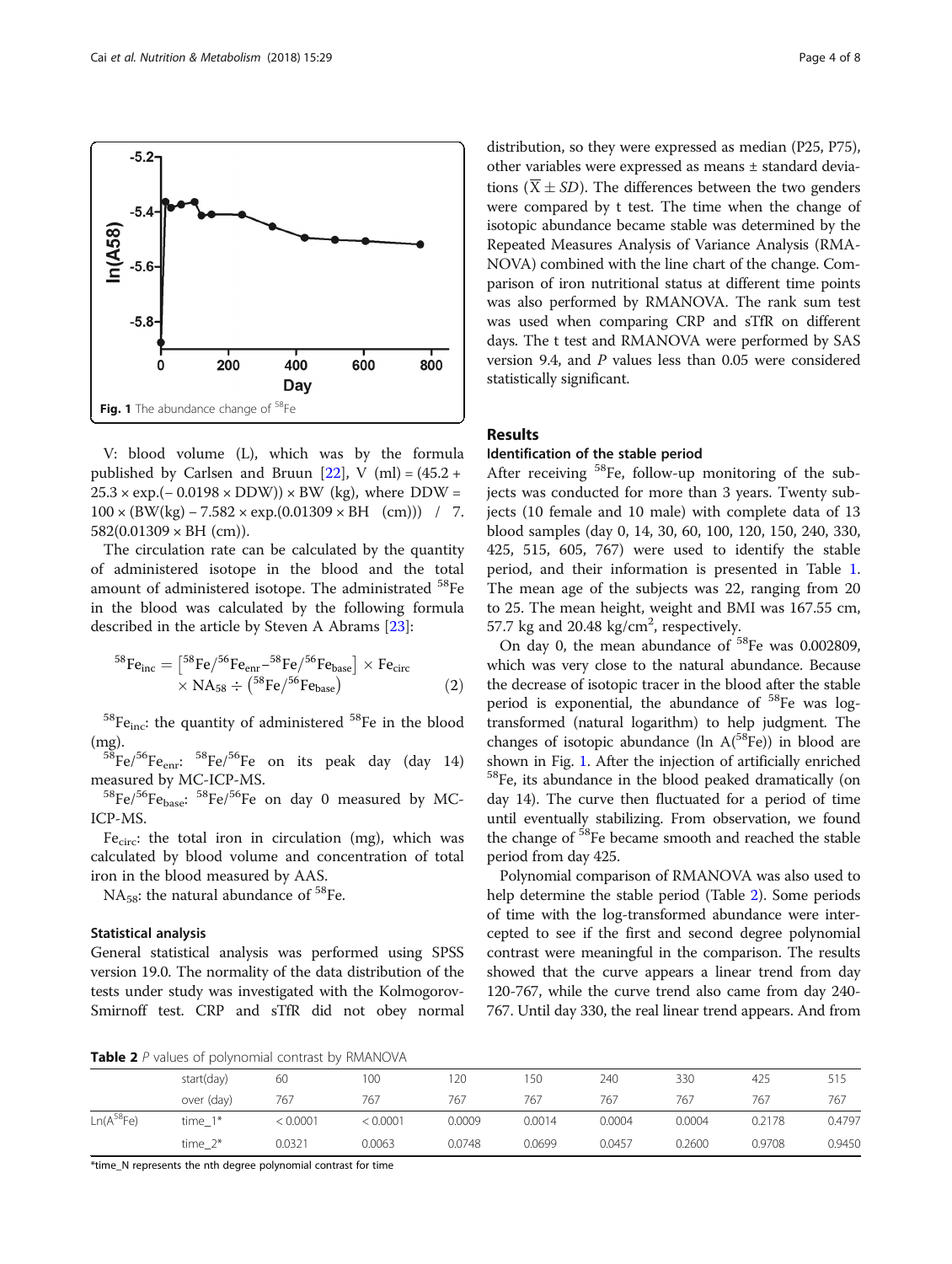Fig. 1 The abundance change of $^{58}$Fe

V: blood volume (L), which was by the formula published by Carlsen and Bruun [22], V (ml) = (45.2 + 25.3 × exp.(− 0.0198 × DDW)) × BW (kg), where DDW = 100 × (BW(kg) − 7.582 × exp.(0.01309 × BH (cm))) / 7.582(0.01309 × BH (cm)).

The circulation rate can be calculated by the quantity of administered isotope in the blood and the total amount of administered isotope. The administrated $^{58}$Fe in the blood was calculated by the following formula described in the article by Steven A Abrams [23]:

$$^{58}\mathrm{Fe_{inc}} = \left[{}^{58}\mathrm{Fe}/{}^{56}\mathrm{Fe_{enr}} - {}^{58}\mathrm{Fe}/{}^{56}\mathrm{Fe_{base}}\right] \times \mathrm{Fe_{circ}} \times \mathrm{NA_{58}} \div \left({}^{58}\mathrm{Fe}/{}^{56}\mathrm{Fe_{base}}\right) \quad (2)$$

$^{58}\mathrm{Fe_{inc}}$: the quantity of administered $^{58}$Fe in the blood (mg).

$^{58}\mathrm{Fe}/^{56}\mathrm{Fe_{enr}}$: $^{58}$Fe/$^{56}$Fe on its peak day (day 14) measured by MC-ICP-MS.

$^{58}\mathrm{Fe}/^{56}\mathrm{Fe_{base}}$: $^{58}$Fe/$^{56}$Fe on day 0 measured by MC-ICP-MS.

$\mathrm{Fe_{circ}}$: the total iron in circulation (mg), which was calculated by blood volume and concentration of total iron in the blood measured by AAS.

$\mathrm{NA_{58}}$: the natural abundance of $^{58}$Fe.

### Statistical analysis

General statistical analysis was performed using SPSS version 19.0. The normality of the data distribution of the tests under study was investigated with the Kolmogorov-Smirnoff test. CRP and sTfR did not obey normal distribution, so they were expressed as median (P25, P75), other variables were expressed as means ± standard deviations ($\overline{X} \pm SD$). The differences between the two genders were compared by t test. The time when the change of isotopic abundance became stable was determined by the Repeated Measures Analysis of Variance Analysis (RMANOVA) combined with the line chart of the change. Comparison of iron nutritional status at different time points was also performed by RMANOVA. The rank sum test was used when comparing CRP and sTfR on different days. The t test and RMANOVA were performed by SAS version 9.4, and $P$ values less than 0.05 were considered statistically significant.

## Results

### Identification of the stable period

After receiving $^{58}$Fe, follow-up monitoring of the subjects was conducted for more than 3 years. Twenty subjects (10 female and 10 male) with complete data of 13 blood samples (day 0, 14, 30, 60, 100, 120, 150, 240, 330, 425, 515, 605, 767) were used to identify the stable period, and their information is presented in Table 1. The mean age of the subjects was 22, ranging from 20 to 25. The mean height, weight and BMI was 167.55 cm, 57.7 kg and 20.48 kg/cm$^2$, respectively.

On day 0, the mean abundance of $^{58}$Fe was 0.002809, which was very close to the natural abundance. Because the decrease of isotopic tracer in the blood after the stable period is exponential, the abundance of $^{58}$Fe was log-transformed (natural logarithm) to help judgment. The changes of isotopic abundance (ln A($^{58}$Fe)) in blood are shown in Fig. 1. After the injection of artificially enriched $^{58}$Fe, its abundance in the blood peaked dramatically (on day 14). The curve then fluctuated for a period of time until eventually stabilizing. From observation, we found the change of $^{58}$Fe became smooth and reached the stable period from day 425.

Polynomial comparison of RMANOVA was also used to help determine the stable period (Table 2). Some periods of time with the log-transformed abundance were intercepted to see if the first and second degree polynomial contrast were meaningful in the comparison. The results showed that the curve appears a linear trend from day 120-767, while the curve trend also came from day 240-767. Until day 330, the real linear trend appears. And from

**Table 2** *P* values of polynomial contrast by RMANOVA

| | | | | | | | | | |
|---|---|---|---|---|---|---|---|---|---|
| | start(day) | 60 | 100 | 120 | 150 | 240 | 330 | 425 | 515 |
| | over (day) | 767 | 767 | 767 | 767 | 767 | 767 | 767 | 767 |
| Ln(A$^{58}$Fe) | time_1* | < 0.0001 | < 0.0001 | 0.0009 | 0.0014 | 0.0004 | 0.0004 | 0.2178 | 0.4797 |
| | time_2* | 0.0321 | 0.0063 | 0.0748 | 0.0699 | 0.0457 | 0.2600 | 0.9708 | 0.9450 |

*time_N represents the nth degree polynomial contrast for time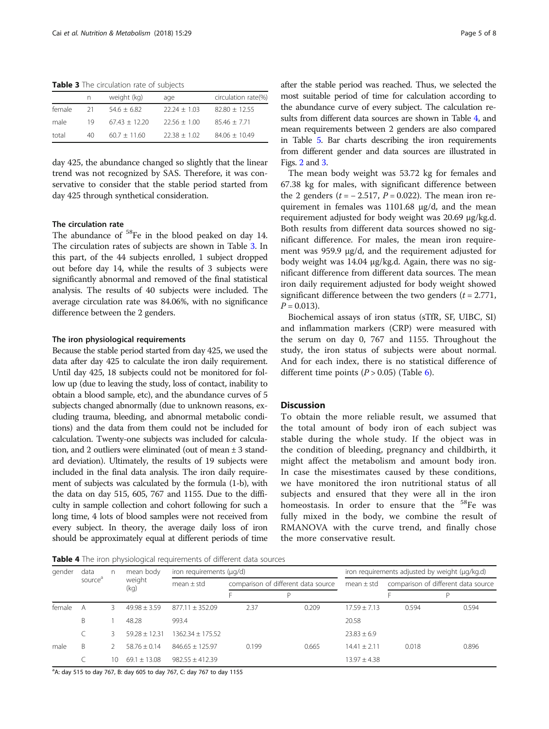**Table 3** The circulation rate of subjects

| | n | weight (kg) | age | circulation rate(%) |
|---|---|---|---|---|
| female | 21 | 54.6 ± 6.82 | 22.24 ± 1.03 | 82.80 ± 12.55 |
| male | 19 | 67.43 ± 12.20 | 22.56 ± 1.00 | 85.46 ± 7.71 |
| total | 40 | 60.7 ± 11.60 | 22.38 ± 1.02 | 84.06 ± 10.49 |

day 425, the abundance changed so slightly that the linear trend was not recognized by SAS. Therefore, it was conservative to consider that the stable period started from day 425 through synthetical consideration.

### The circulation rate

The abundance of $^{58}$Fe in the blood peaked on day 14. The circulation rates of subjects are shown in Table 3. In this part, of the 44 subjects enrolled, 1 subject dropped out before day 14, while the results of 3 subjects were significantly abnormal and removed of the final statistical analysis. The results of 40 subjects were included. The average circulation rate was 84.06%, with no significance difference between the 2 genders.

### The iron physiological requirements

Because the stable period started from day 425, we used the data after day 425 to calculate the iron daily requirement. Until day 425, 18 subjects could not be monitored for follow up (due to leaving the study, loss of contact, inability to obtain a blood sample, etc), and the abundance curves of 5 subjects changed abnormally (due to unknown reasons, excluding trauma, bleeding, and abnormal metabolic conditions) and the data from them could not be included for calculation. Twenty-one subjects was included for calculation, and 2 outliers were eliminated (out of mean ± 3 standard deviation). Ultimately, the results of 19 subjects were included in the final data analysis. The iron daily requirement of subjects was calculated by the formula (1-b), with the data on day 515, 605, 767 and 1155. Due to the difficulty in sample collection and cohort following for such a long time, 4 lots of blood samples were not received from every subject. In theory, the average daily loss of iron should be approximately equal at different periods of time after the stable period was reached. Thus, we selected the most suitable period of time for calculation according to the abundance curve of every subject. The calculation results from different data sources are shown in Table 4, and mean requirements between 2 genders are also compared in Table 5. Bar charts describing the iron requirements from different gender and data sources are illustrated in Figs. 2 and 3.

The mean body weight was 53.72 kg for females and 67.38 kg for males, with significant difference between the 2 genders ($t = -2.517$, $P = 0.022$). The mean iron requirement in females was 1101.68 μg/d, and the mean requirement adjusted for body weight was 20.69 μg/kg.d. Both results from different data sources showed no significant difference. For males, the mean iron requirement was 959.9 μg/d, and the requirement adjusted for body weight was 14.04 μg/kg.d. Again, there was no significant difference from different data sources. The mean iron daily requirement adjusted for body weight showed significant difference between the two genders ($t = 2.771$, $P = 0.013$).

Biochemical assays of iron status (sTfR, SF, UIBC, SI) and inflammation markers (CRP) were measured with the serum on day 0, 767 and 1155. Throughout the study, the iron status of subjects were about normal. And for each index, there is no statistical difference of different time points ($P > 0.05$) (Table 6).

## Discussion

To obtain the more reliable result, we assumed that the total amount of body iron of each subject was stable during the whole study. If the object was in the condition of bleeding, pregnancy and childbirth, it might affect the metabolism and amount body iron. In case the misestimates caused by these conditions, we have monitored the iron nutritional status of all subjects and ensured that they were all in the iron homeostasis. In order to ensure that the $^{58}$Fe was fully mixed in the body, we combine the result of RMANOVA with the curve trend, and finally chose the more conservative result.

**Table 4** The iron physiological requirements of different data sources

| gender | data source[a] | n | mean body weight (kg) | iron requirements (μg/d) | | | iron requirements adjusted by weight (μg/kg.d) | | |
|---|---|---|---|---|---|---|---|---|---|
| | | | | mean ± std | comparison of different data source | | mean ± std | comparison of different data source | |
| | | | | | F | P | | F | P |
| female | A | 3 | 49.98 ± 3.59 | 877.11 ± 352.09 | 2.37 | 0.209 | 17.59 ± 7.13 | 0.594 | 0.594 |
| | B | 1 | 48.28 | 993.4 | | | 20.58 | | |
| | C | 3 | 59.28 ± 12.31 | 1362.34 ± 175.52 | | | 23.83 ± 6.9 | | |
| male | B | 2 | 58.76 ± 0.14 | 846.65 ± 125.97 | 0.199 | 0.665 | 14.41 ± 2.11 | 0.018 | 0.896 |
| | C | 10 | 69.1 ± 13.08 | 982.55 ± 412.39 | | | 13.97 ± 4.38 | | |

[a]A: day 515 to day 767, B: day 605 to day 767, C: day 767 to day 1155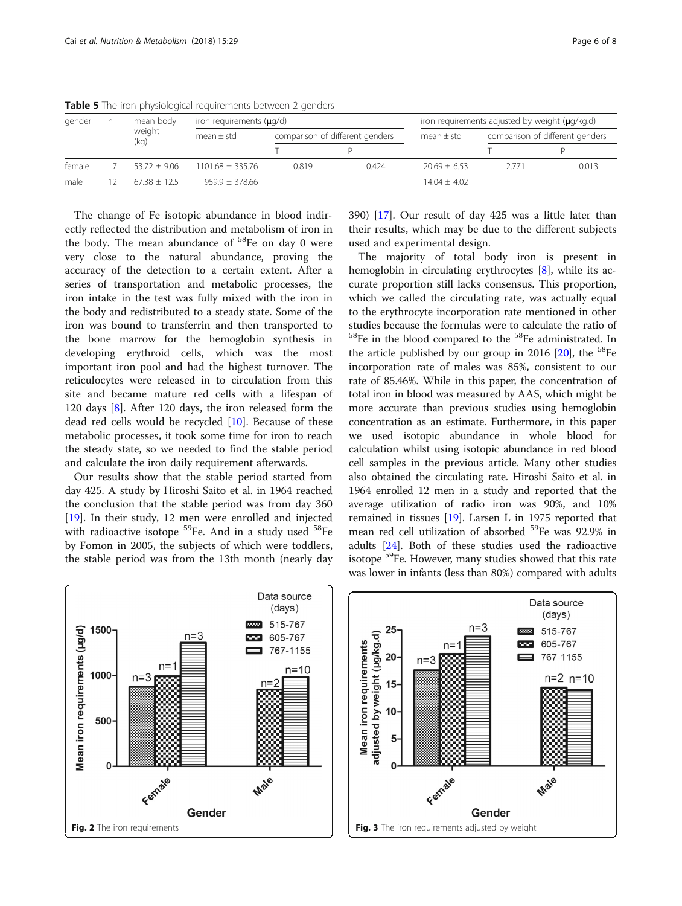**Table 5** The iron physiological requirements between 2 genders

| gender | n | mean body weight (kg) | iron requirements (μg/d) | | | iron requirements adjusted by weight (μg/kg.d) | | |
|---|---|---|---|---|---|---|---|---|
| | | | mean ± std | comparison of different genders | | mean ± std | comparison of different genders | |
| | | | | T | P | | T | P |
| female | 7 | 53.72 ± 9.06 | 1101.68 ± 335.76 | 0.819 | 0.424 | 20.69 ± 6.53 | 2.771 | 0.013 |
| male | 12 | 67.38 ± 12.5 | 959.9 ± 378.66 | | | 14.04 ± 4.02 | | |

The change of Fe isotopic abundance in blood indirectly reflected the distribution and metabolism of iron in the body. The mean abundance of $^{58}$Fe on day 0 were very close to the natural abundance, proving the accuracy of the detection to a certain extent. After a series of transportation and metabolic processes, the iron intake in the test was fully mixed with the iron in the body and redistributed to a steady state. Some of the iron was bound to transferrin and then transported to the bone marrow for the hemoglobin synthesis in developing erythroid cells, which was the most important iron pool and had the highest turnover. The reticulocytes were released in to circulation from this site and became mature red cells with a lifespan of 120 days [8]. After 120 days, the iron released form the dead red cells would be recycled [10]. Because of these metabolic processes, it took some time for iron to reach the steady state, so we needed to find the stable period and calculate the iron daily requirement afterwards.

Our results show that the stable period started from day 425. A study by Hiroshi Saito et al. in 1964 reached the conclusion that the stable period was from day 360 [19]. In their study, 12 men were enrolled and injected with radioactive isotope $^{59}$Fe. And in a study used $^{58}$Fe by Fomon in 2005, the subjects of which were toddlers, the stable period was from the 13th month (nearly day 390) [17]. Our result of day 425 was a little later than their results, which may be due to the different subjects used and experimental design.

The majority of total body iron is present in hemoglobin in circulating erythrocytes [8], while its accurate proportion still lacks consensus. This proportion, which we called the circulating rate, was actually equal to the erythrocyte incorporation rate mentioned in other studies because the formulas were to calculate the ratio of $^{58}$Fe in the blood compared to the $^{58}$Fe administrated. In the article published by our group in 2016 [20], the $^{58}$Fe incorporation rate of males was 85%, consistent to our rate of 85.46%. While in this paper, the concentration of total iron in blood was measured by AAS, which might be more accurate than previous studies using hemoglobin concentration as an estimate. Furthermore, in this paper we used isotopic abundance in whole blood for calculation whilst using isotopic abundance in red blood cell samples in the previous article. Many other studies also obtained the circulating rate. Hiroshi Saito et al. in 1964 enrolled 12 men in a study and reported that the average utilization of radio iron was 90%, and 10% remained in tissues [19]. Larsen L in 1975 reported that mean red cell utilization of absorbed $^{59}$Fe was 92.9% in adults [24]. Both of these studies used the radioactive isotope $^{59}$Fe. However, many studies showed that this rate was lower in infants (less than 80%) compared with adults

**Fig. 2** The iron requirements

**Fig. 3** The iron requirements adjusted by weight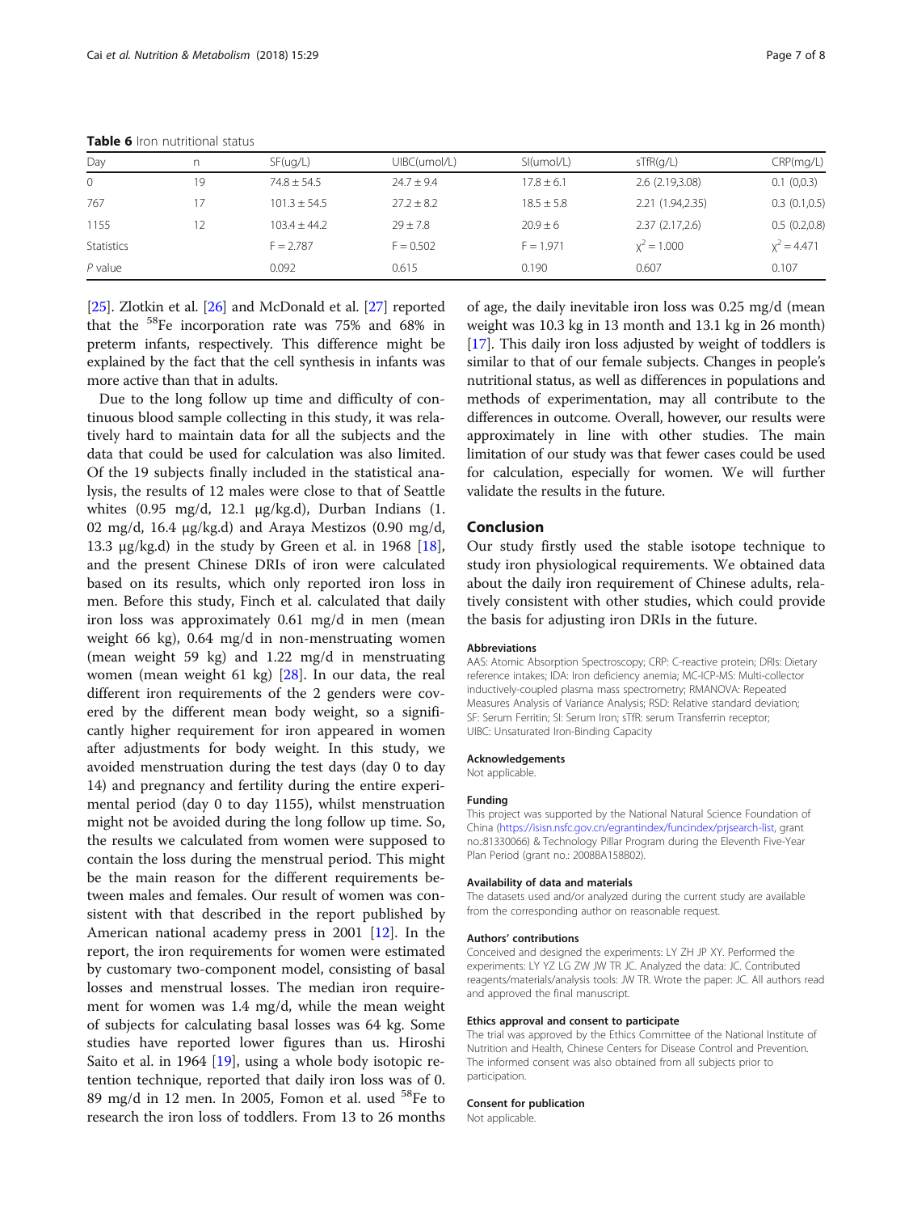**Table 6** Iron nutritional status

| Day | n | SF(ug/L) | UIBC(umol/L) | SI(umol/L) | sTfR(g/L) | CRP(mg/L) |
|---|---|---|---|---|---|---|
| 0 | 19 | 74.8 ± 54.5 | 24.7 ± 9.4 | 17.8 ± 6.1 | 2.6 (2.19,3.08) | 0.1 (0,0.3) |
| 767 | 17 | 101.3 ± 54.5 | 27.2 ± 8.2 | 18.5 ± 5.8 | 2.21 (1.94,2.35) | 0.3 (0.1,0.5) |
| 1155 | 12 | 103.4 ± 44.2 | 29 ± 7.8 | 20.9 ± 6 | 2.37 (2.17,2.6) | 0.5 (0.2,0.8) |
| Statistics | | F = 2.787 | F = 0.502 | F = 1.971 | $\chi^2 = 1.000$ | $\chi^2 = 4.471$ |
| *P* value | | 0.092 | 0.615 | 0.190 | 0.607 | 0.107 |

[25]. Zlotkin et al. [26] and McDonald et al. [27] reported that the $^{58}$Fe incorporation rate was 75% and 68% in preterm infants, respectively. This difference might be explained by the fact that the cell synthesis in infants was more active than that in adults.

Due to the long follow up time and difficulty of continuous blood sample collecting in this study, it was relatively hard to maintain data for all the subjects and the data that could be used for calculation was also limited. Of the 19 subjects finally included in the statistical analysis, the results of 12 males were close to that of Seattle whites (0.95 mg/d, 12.1 μg/kg.d), Durban Indians (1.02 mg/d, 16.4 μg/kg.d) and Araya Mestizos (0.90 mg/d, 13.3 μg/kg.d) in the study by Green et al. in 1968 [18], and the present Chinese DRIs of iron were calculated based on its results, which only reported iron loss in men. Before this study, Finch et al. calculated that daily iron loss was approximately 0.61 mg/d in men (mean weight 66 kg), 0.64 mg/d in non-menstruating women (mean weight 59 kg) and 1.22 mg/d in menstruating women (mean weight 61 kg) [28]. In our data, the real different iron requirements of the 2 genders were covered by the different mean body weight, so a significantly higher requirement for iron appeared in women after adjustments for body weight. In this study, we avoided menstruation during the test days (day 0 to day 14) and pregnancy and fertility during the entire experimental period (day 0 to day 1155), whilst menstruation might not be avoided during the long follow up time. So, the results we calculated from women were supposed to contain the loss during the menstrual period. This might be the main reason for the different requirements between males and females. Our result of women was consistent with that described in the report published by American national academy press in 2001 [12]. In the report, the iron requirements for women were estimated by customary two-component model, consisting of basal losses and menstrual losses. The median iron requirement for women was 1.4 mg/d, while the mean weight of subjects for calculating basal losses was 64 kg. Some studies have reported lower figures than us. Hiroshi Saito et al. in 1964 [19], using a whole body isotopic retention technique, reported that daily iron loss was of 0.89 mg/d in 12 men. In 2005, Fomon et al. used $^{58}$Fe to research the iron loss of toddlers. From 13 to 26 months of age, the daily inevitable iron loss was 0.25 mg/d (mean weight was 10.3 kg in 13 month and 13.1 kg in 26 month) [17]. This daily iron loss adjusted by weight of toddlers is similar to that of our female subjects. Changes in people's nutritional status, as well as differences in populations and methods of experimentation, may all contribute to the differences in outcome. Overall, however, our results were approximately in line with other studies. The main limitation of our study was that fewer cases could be used for calculation, especially for women. We will further validate the results in the future.

## Conclusion

Our study firstly used the stable isotope technique to study iron physiological requirements. We obtained data about the daily iron requirement of Chinese adults, relatively consistent with other studies, which could provide the basis for adjusting iron DRIs in the future.

#### Abbreviations

AAS: Atomic Absorption Spectroscopy; CRP: C-reactive protein; DRIs: Dietary reference intakes; IDA: Iron deficiency anemia; MC-ICP-MS: Multi-collector inductively-coupled plasma mass spectrometry; RMANOVA: Repeated Measures Analysis of Variance Analysis; RSD: Relative standard deviation; SF: Serum Ferritin; SI: Serum Iron; sTfR: serum Transferrin receptor; UIBC: Unsaturated Iron-Binding Capacity

#### Acknowledgements

Not applicable.

#### Funding

This project was supported by the National Natural Science Foundation of China (https://isisn.nsfc.gov.cn/egrantindex/funcindex/prjsearch-list, grant no.:81330066) & Technology Pillar Program during the Eleventh Five-Year Plan Period (grant no.: 2008BA158B02).

#### Availability of data and materials

The datasets used and/or analyzed during the current study are available from the corresponding author on reasonable request.

#### Authors' contributions

Conceived and designed the experiments: LY ZH JP XY. Performed the experiments: LY YZ LG ZW JW TR JC. Analyzed the data: JC. Contributed reagents/materials/analysis tools: JW TR. Wrote the paper: JC. All authors read and approved the final manuscript.

#### Ethics approval and consent to participate

The trial was approved by the Ethics Committee of the National Institute of Nutrition and Health, Chinese Centers for Disease Control and Prevention. The informed consent was also obtained from all subjects prior to participation.

#### Consent for publication

Not applicable.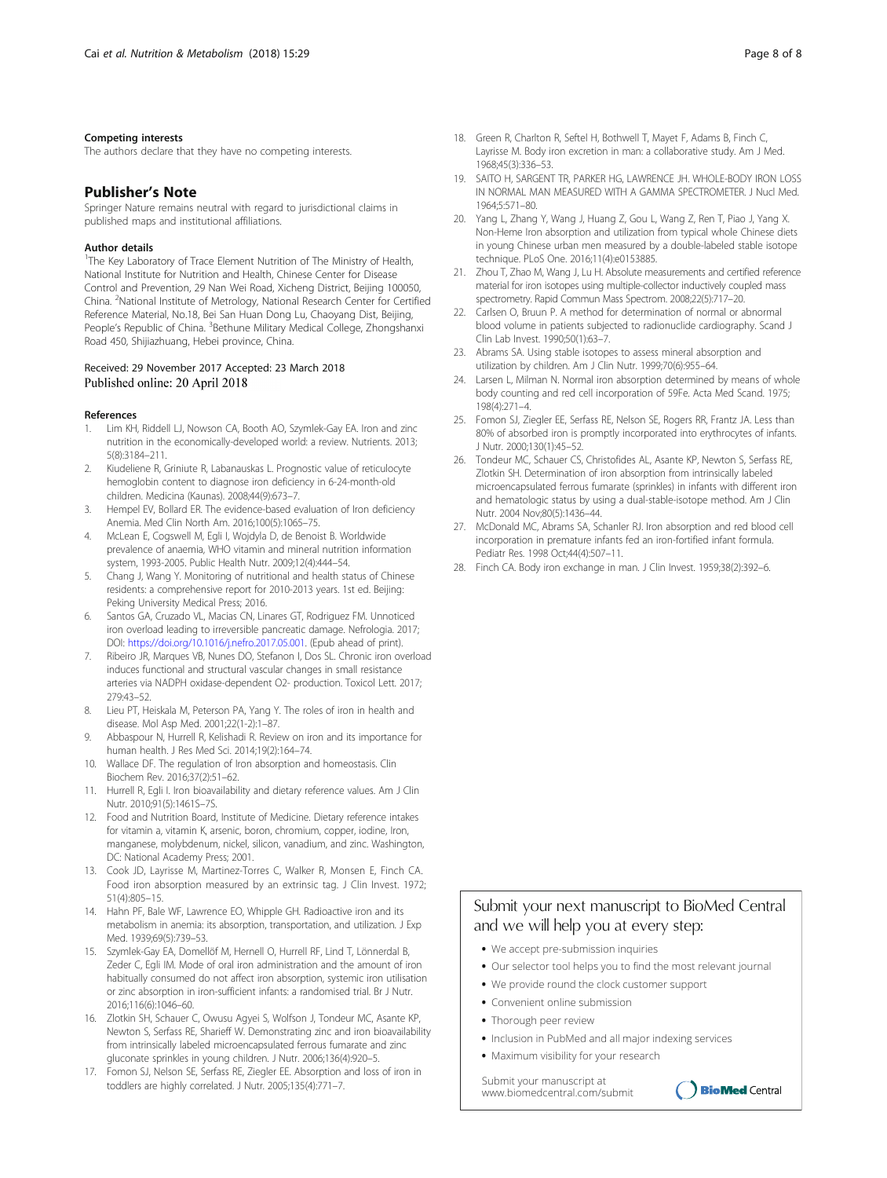#### Competing interests

The authors declare that they have no competing interests.

## Publisher's Note

Springer Nature remains neutral with regard to jurisdictional claims in published maps and institutional affiliations.

#### Author details

[1]The Key Laboratory of Trace Element Nutrition of The Ministry of Health, National Institute for Nutrition and Health, Chinese Center for Disease Control and Prevention, 29 Nan Wei Road, Xicheng District, Beijing 100050, China. [2]National Institute of Metrology, National Research Center for Certified Reference Material, No.18, Bei San Huan Dong Lu, Chaoyang Dist, Beijing, People's Republic of China. [3]Bethune Military Medical College, Zhongshanxi Road 450, Shijiazhuang, Hebei province, China.

Received: 29 November 2017 Accepted: 23 March 2018
Published online: 20 April 2018

#### References

1. Lim KH, Riddell LJ, Nowson CA, Booth AO, Szymlek-Gay EA. Iron and zinc nutrition in the economically-developed world: a review. Nutrients. 2013; 5(8):3184–211.
2. Kiudeliene R, Griniute R, Labanauskas L. Prognostic value of reticulocyte hemoglobin content to diagnose iron deficiency in 6-24-month-old children. Medicina (Kaunas). 2008;44(9):673–7.
3. Hempel EV, Bollard ER. The evidence-based evaluation of Iron deficiency Anemia. Med Clin North Am. 2016;100(5):1065–75.
4. McLean E, Cogswell M, Egli I, Wojdyla D, de Benoist B. Worldwide prevalence of anaemia, WHO vitamin and mineral nutrition information system, 1993-2005. Public Health Nutr. 2009;12(4):444–54.
5. Chang J, Wang Y. Monitoring of nutritional and health status of Chinese residents: a comprehensive report for 2010-2013 years. 1st ed. Beijing: Peking University Medical Press; 2016.
6. Santos GA, Cruzado VL, Macias CN, Linares GT, Rodriguez FM. Unnoticed iron overload leading to irreversible pancreatic damage. Nefrologia. 2017; DOI: https://doi.org/10.1016/j.nefro.2017.05.001. (Epub ahead of print).
7. Ribeiro JR, Marques VB, Nunes DO, Stefanon I, Dos SL. Chronic iron overload induces functional and structural vascular changes in small resistance arteries via NADPH oxidase-dependent O2- production. Toxicol Lett. 2017; 279:43–52.
8. Lieu PT, Heiskala M, Peterson PA, Yang Y. The roles of iron in health and disease. Mol Asp Med. 2001;22(1-2):1–87.
9. Abbaspour N, Hurrell R, Kelishadi R. Review on iron and its importance for human health. J Res Med Sci. 2014;19(2):164–74.
10. Wallace DF. The regulation of Iron absorption and homeostasis. Clin Biochem Rev. 2016;37(2):51–62.
11. Hurrell R, Egli I. Iron bioavailability and dietary reference values. Am J Clin Nutr. 2010;91(5):1461S–7S.
12. Food and Nutrition Board, Institute of Medicine. Dietary reference intakes for vitamin a, vitamin K, arsenic, boron, chromium, copper, iodine, Iron, manganese, molybdenum, nickel, silicon, vanadium, and zinc. Washington, DC: National Academy Press; 2001.
13. Cook JD, Layrisse M, Martinez-Torres C, Walker R, Monsen E, Finch CA. Food iron absorption measured by an extrinsic tag. J Clin Invest. 1972; 51(4):805–15.
14. Hahn PF, Bale WF, Lawrence EO, Whipple GH. Radioactive iron and its metabolism in anemia: its absorption, transportation, and utilization. J Exp Med. 1939;69(5):739–53.
15. Szymlek-Gay EA, Domellöf M, Hernell O, Hurrell RF, Lind T, Lönnerdal B, Zeder C, Egli IM. Mode of oral iron administration and the amount of iron habitually consumed do not affect iron absorption, systemic iron utilisation or zinc absorption in iron-sufficient infants: a randomised trial. Br J Nutr. 2016;116(6):1046–60.
16. Zlotkin SH, Schauer C, Owusu Agyei S, Wolfson J, Tondeur MC, Asante KP, Newton S, Serfass RE, Sharieff W. Demonstrating zinc and iron bioavailability from intrinsically labeled microencapsulated ferrous fumarate and zinc gluconate sprinkles in young children. J Nutr. 2006;136(4):920–5.
17. Fomon SJ, Nelson SE, Serfass RE, Ziegler EE. Absorption and loss of iron in toddlers are highly correlated. J Nutr. 2005;135(4):771–7.
18. Green R, Charlton R, Seftel H, Bothwell T, Mayet F, Adams B, Finch C, Layrisse M. Body iron excretion in man: a collaborative study. Am J Med. 1968;45(3):336–53.
19. SAITO H, SARGENT TR, PARKER HG, LAWRENCE JH. WHOLE-BODY IRON LOSS IN NORMAL MAN MEASURED WITH A GAMMA SPECTROMETER. J Nucl Med. 1964;5:571–80.
20. Yang L, Zhang Y, Wang J, Huang Z, Gou L, Wang Z, Ren T, Piao J, Yang X. Non-Heme Iron absorption and utilization from typical whole Chinese diets in young Chinese urban men measured by a double-labeled stable isotope technique. PLoS One. 2016;11(4):e0153885.
21. Zhou T, Zhao M, Wang J, Lu H. Absolute measurements and certified reference material for iron isotopes using multiple-collector inductively coupled mass spectrometry. Rapid Commun Mass Spectrom. 2008;22(5):717–20.
22. Carlsen O, Bruun P. A method for determination of normal or abnormal blood volume in patients subjected to radionuclide cardiography. Scand J Clin Lab Invest. 1990;50(1):63–7.
23. Abrams SA. Using stable isotopes to assess mineral absorption and utilization by children. Am J Clin Nutr. 1999;70(6):955–64.
24. Larsen L, Milman N. Normal iron absorption determined by means of whole body counting and red cell incorporation of 59Fe. Acta Med Scand. 1975; 198(4):271–4.
25. Fomon SJ, Ziegler EE, Serfass RE, Nelson SE, Rogers RR, Frantz JA. Less than 80% of absorbed iron is promptly incorporated into erythrocytes of infants. J Nutr. 2000;130(1):45–52.
26. Tondeur MC, Schauer CS, Christofides AL, Asante KP, Newton S, Serfass RE, Zlotkin SH. Determination of iron absorption from intrinsically labeled microencapsulated ferrous fumarate (sprinkles) in infants with different iron and hematologic status by using a dual-stable-isotope method. Am J Clin Nutr. 2004 Nov;80(5):1436–44.
27. McDonald MC, Abrams SA, Schanler RJ. Iron absorption and red blood cell incorporation in premature infants fed an iron-fortified infant formula. Pediatr Res. 1998 Oct;44(4):507–11.
28. Finch CA. Body iron exchange in man. J Clin Invest. 1959;38(2):392–6.

Submit your next manuscript to BioMed Central and we will help you at every step:

- We accept pre-submission inquiries
- Our selector tool helps you to find the most relevant journal
- We provide round the clock customer support
- Convenient online submission
- Thorough peer review
- Inclusion in PubMed and all major indexing services
- Maximum visibility for your research

Submit your manuscript at
www.biomedcentral.com/submit

BioMed Central